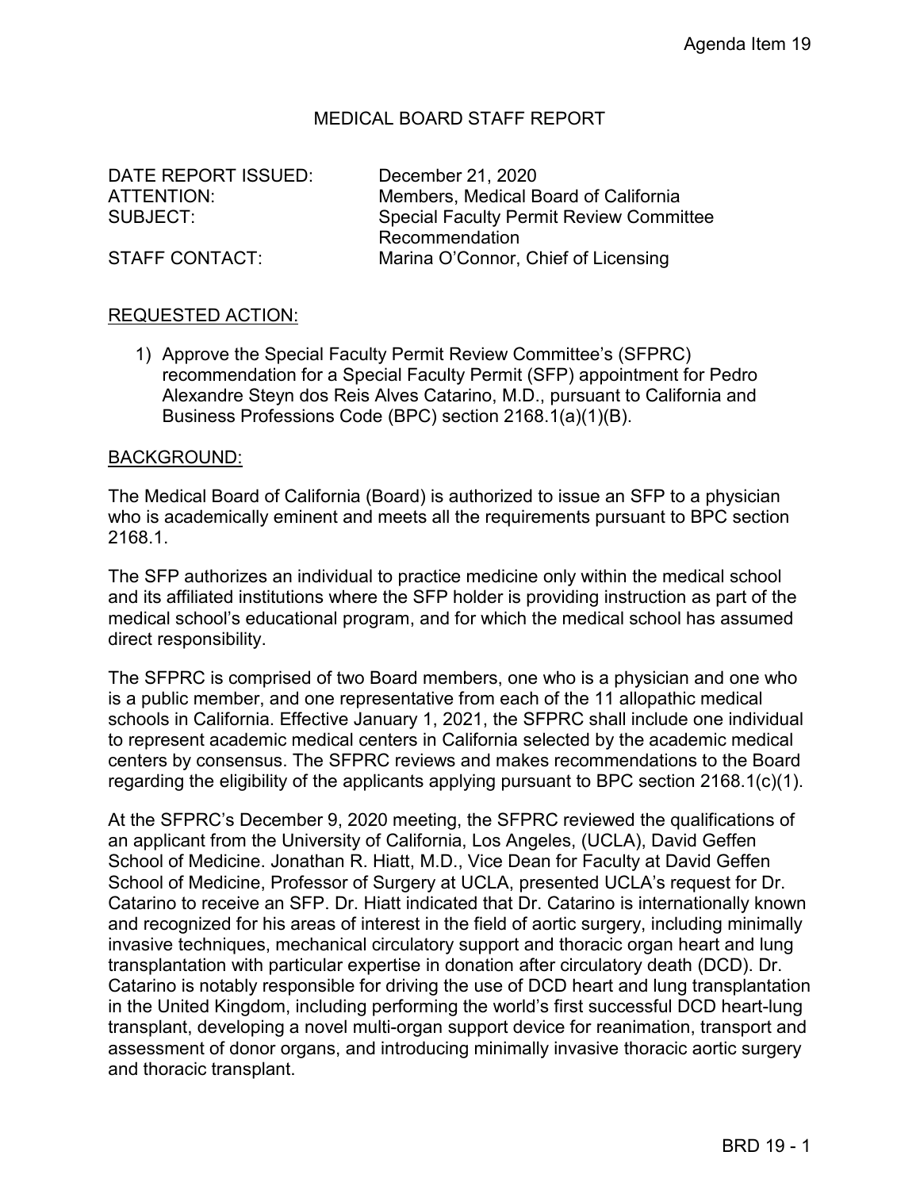# MEDICAL BOARD STAFF REPORT

| | |
|---|---|
| DATE REPORT ISSUED: | December 21, 2020 |
| ATTENTION: | Members, Medical Board of California |
| SUBJECT: | Special Faculty Permit Review Committee Recommendation |
| STAFF CONTACT: | Marina O'Connor, Chief of Licensing |

## REQUESTED ACTION:

1) Approve the Special Faculty Permit Review Committee's (SFPRC) recommendation for a Special Faculty Permit (SFP) appointment for Pedro Alexandre Steyn dos Reis Alves Catarino, M.D., pursuant to California and Business Professions Code (BPC) section 2168.1(a)(1)(B).

## BACKGROUND:

The Medical Board of California (Board) is authorized to issue an SFP to a physician who is academically eminent and meets all the requirements pursuant to BPC section 2168.1.

The SFP authorizes an individual to practice medicine only within the medical school and its affiliated institutions where the SFP holder is providing instruction as part of the medical school's educational program, and for which the medical school has assumed direct responsibility.

The SFPRC is comprised of two Board members, one who is a physician and one who is a public member, and one representative from each of the 11 allopathic medical schools in California. Effective January 1, 2021, the SFPRC shall include one individual to represent academic medical centers in California selected by the academic medical centers by consensus. The SFPRC reviews and makes recommendations to the Board regarding the eligibility of the applicants applying pursuant to BPC section 2168.1(c)(1).

At the SFPRC's December 9, 2020 meeting, the SFPRC reviewed the qualifications of an applicant from the University of California, Los Angeles, (UCLA), David Geffen School of Medicine. Jonathan R. Hiatt, M.D., Vice Dean for Faculty at David Geffen School of Medicine, Professor of Surgery at UCLA, presented UCLA's request for Dr. Catarino to receive an SFP. Dr. Hiatt indicated that Dr. Catarino is internationally known and recognized for his areas of interest in the field of aortic surgery, including minimally invasive techniques, mechanical circulatory support and thoracic organ heart and lung transplantation with particular expertise in donation after circulatory death (DCD). Dr. Catarino is notably responsible for driving the use of DCD heart and lung transplantation in the United Kingdom, including performing the world's first successful DCD heart-lung transplant, developing a novel multi-organ support device for reanimation, transport and assessment of donor organs, and introducing minimally invasive thoracic aortic surgery and thoracic transplant.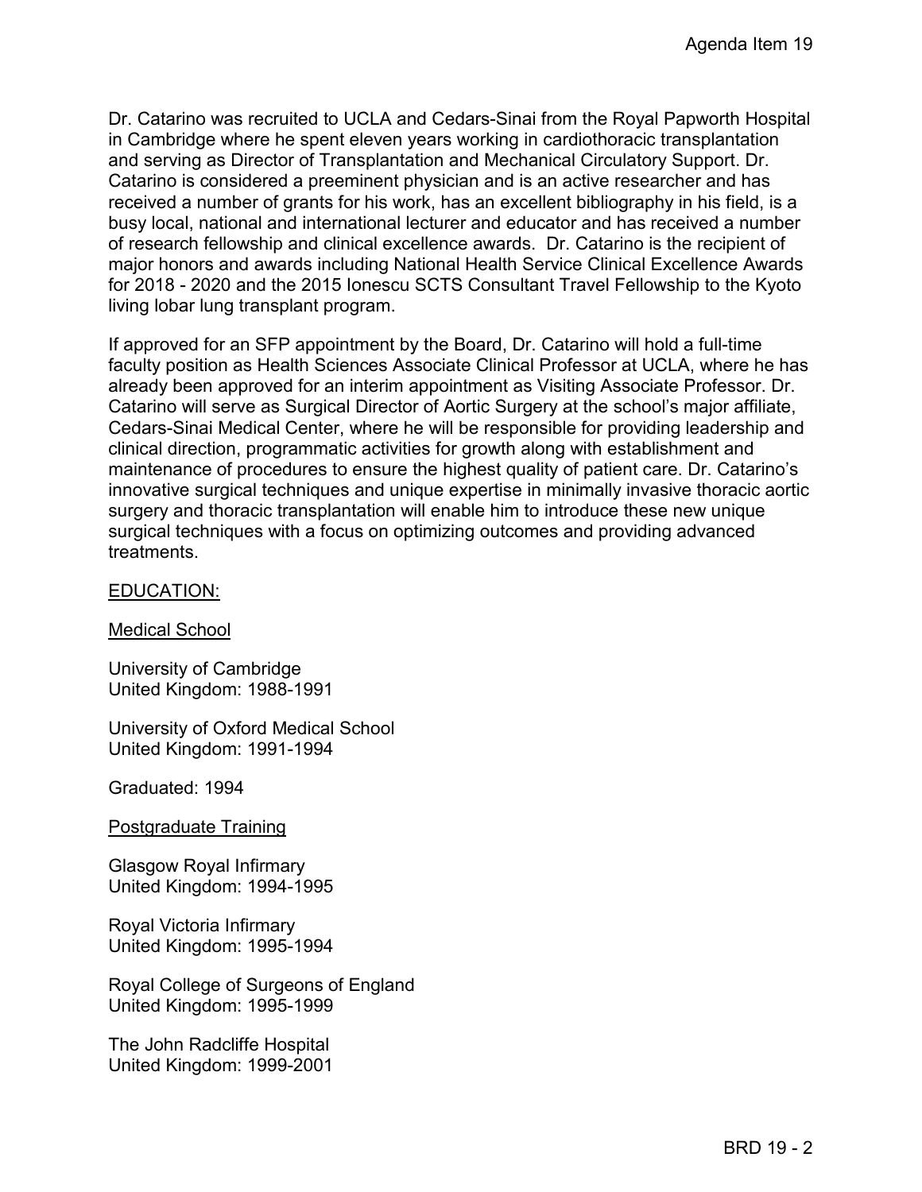Dr. Catarino was recruited to UCLA and Cedars-Sinai from the Royal Papworth Hospital in Cambridge where he spent eleven years working in cardiothoracic transplantation and serving as Director of Transplantation and Mechanical Circulatory Support. Dr. Catarino is considered a preeminent physician and is an active researcher and has received a number of grants for his work, has an excellent bibliography in his field, is a busy local, national and international lecturer and educator and has received a number of research fellowship and clinical excellence awards. Dr. Catarino is the recipient of major honors and awards including National Health Service Clinical Excellence Awards for 2018 - 2020 and the 2015 Ionescu SCTS Consultant Travel Fellowship to the Kyoto living lobar lung transplant program.

If approved for an SFP appointment by the Board, Dr. Catarino will hold a full-time faculty position as Health Sciences Associate Clinical Professor at UCLA, where he has already been approved for an interim appointment as Visiting Associate Professor. Dr. Catarino will serve as Surgical Director of Aortic Surgery at the school's major affiliate, Cedars-Sinai Medical Center, where he will be responsible for providing leadership and clinical direction, programmatic activities for growth along with establishment and maintenance of procedures to ensure the highest quality of patient care. Dr. Catarino's innovative surgical techniques and unique expertise in minimally invasive thoracic aortic surgery and thoracic transplantation will enable him to introduce these new unique surgical techniques with a focus on optimizing outcomes and providing advanced treatments.

<u>EDUCATION:</u>

<u>Medical School</u>

University of Cambridge
United Kingdom: 1988-1991

University of Oxford Medical School
United Kingdom: 1991-1994

Graduated: 1994

<u>Postgraduate Training</u>

Glasgow Royal Infirmary
United Kingdom: 1994-1995

Royal Victoria Infirmary
United Kingdom: 1995-1994

Royal College of Surgeons of England
United Kingdom: 1995-1999

The John Radcliffe Hospital
United Kingdom: 1999-2001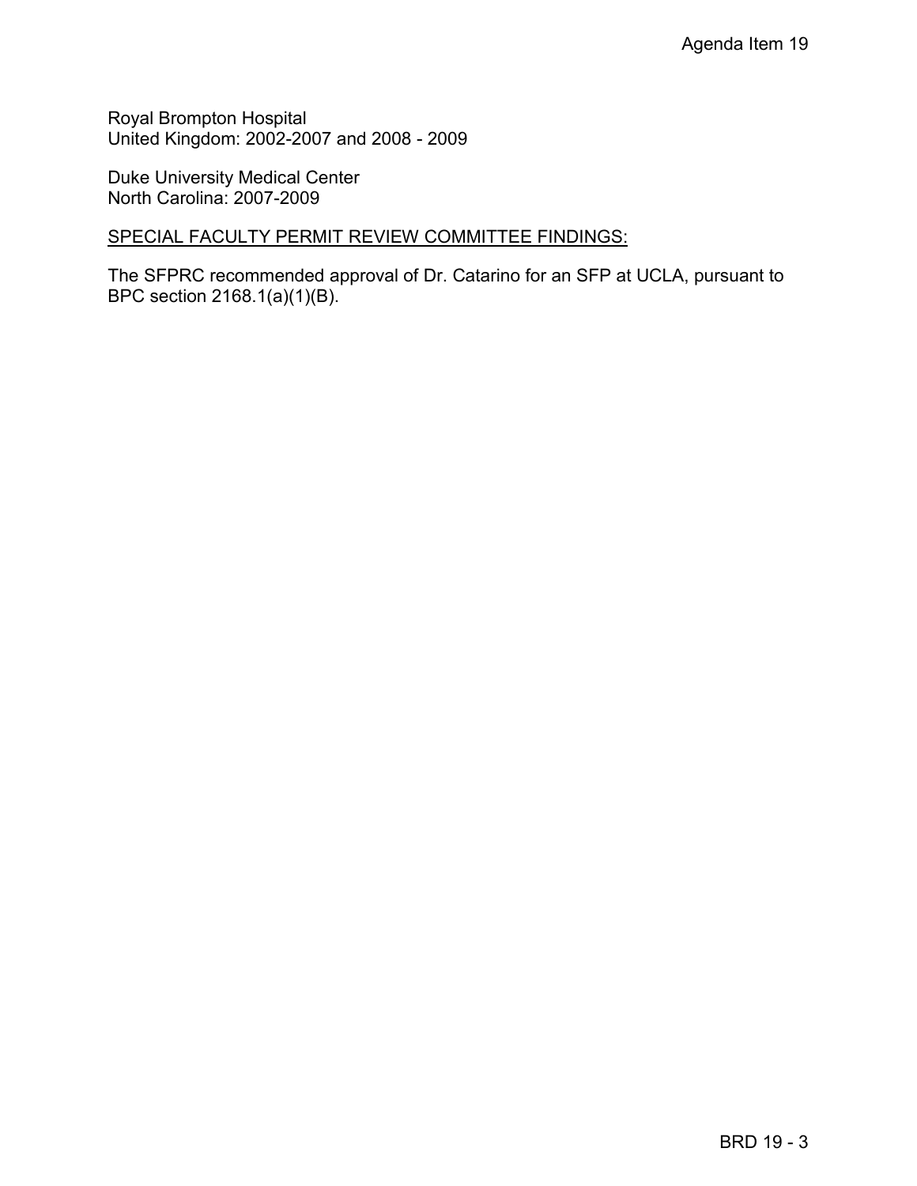Royal Brompton Hospital
United Kingdom: 2002-2007 and 2008 - 2009

Duke University Medical Center
North Carolina: 2007-2009

SPECIAL FACULTY PERMIT REVIEW COMMITTEE FINDINGS:

The SFPRC recommended approval of Dr. Catarino for an SFP at UCLA, pursuant to BPC section 2168.1(a)(1)(B).